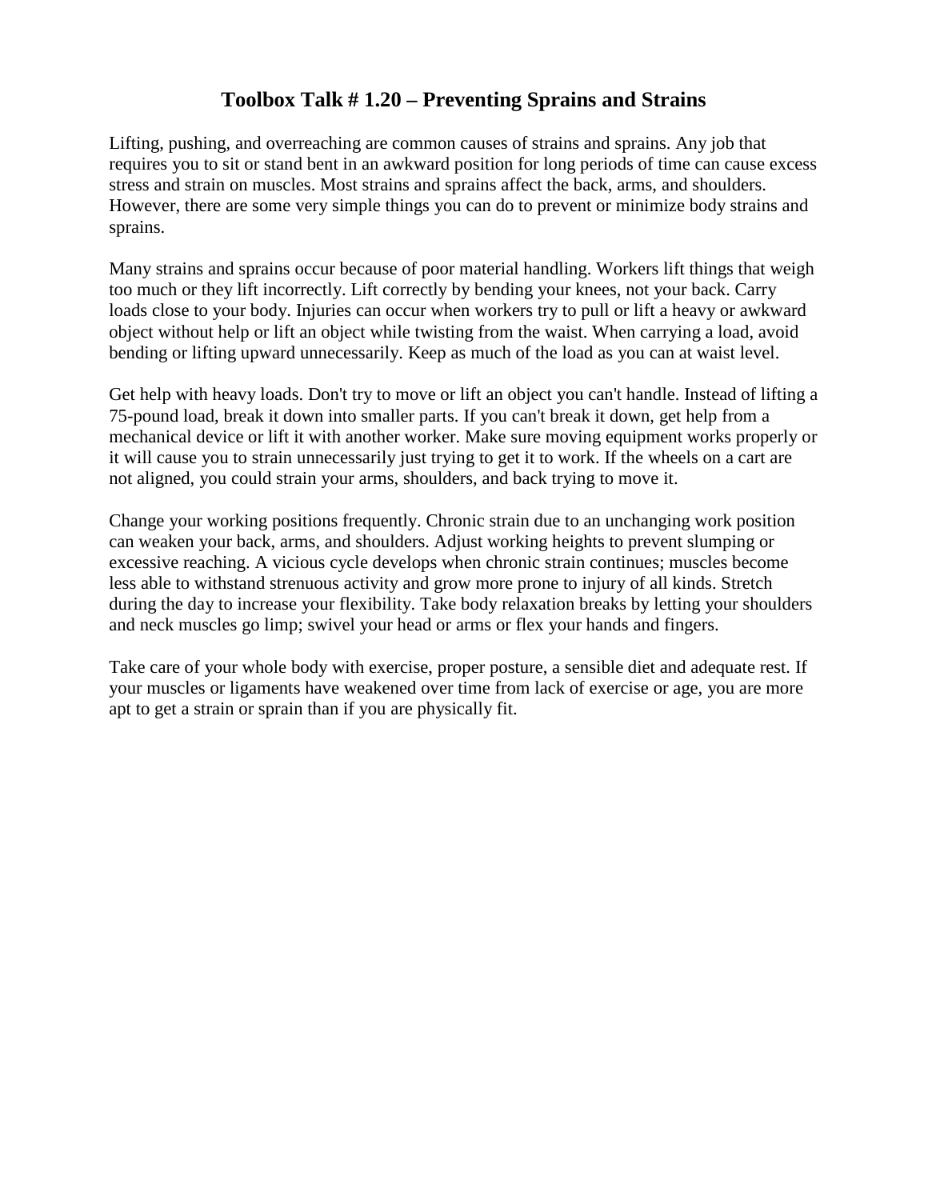# Toolbox Talk # 1.20 – Preventing Sprains and Strains

Lifting, pushing, and overreaching are common causes of strains and sprains. Any job that requires you to sit or stand bent in an awkward position for long periods of time can cause excess stress and strain on muscles. Most strains and sprains affect the back, arms, and shoulders. However, there are some very simple things you can do to prevent or minimize body strains and sprains.

Many strains and sprains occur because of poor material handling. Workers lift things that weigh too much or they lift incorrectly. Lift correctly by bending your knees, not your back. Carry loads close to your body. Injuries can occur when workers try to pull or lift a heavy or awkward object without help or lift an object while twisting from the waist. When carrying a load, avoid bending or lifting upward unnecessarily. Keep as much of the load as you can at waist level.

Get help with heavy loads. Don't try to move or lift an object you can't handle. Instead of lifting a 75-pound load, break it down into smaller parts. If you can't break it down, get help from a mechanical device or lift it with another worker. Make sure moving equipment works properly or it will cause you to strain unnecessarily just trying to get it to work. If the wheels on a cart are not aligned, you could strain your arms, shoulders, and back trying to move it.

Change your working positions frequently. Chronic strain due to an unchanging work position can weaken your back, arms, and shoulders. Adjust working heights to prevent slumping or excessive reaching. A vicious cycle develops when chronic strain continues; muscles become less able to withstand strenuous activity and grow more prone to injury of all kinds. Stretch during the day to increase your flexibility. Take body relaxation breaks by letting your shoulders and neck muscles go limp; swivel your head or arms or flex your hands and fingers.

Take care of your whole body with exercise, proper posture, a sensible diet and adequate rest. If your muscles or ligaments have weakened over time from lack of exercise or age, you are more apt to get a strain or sprain than if you are physically fit.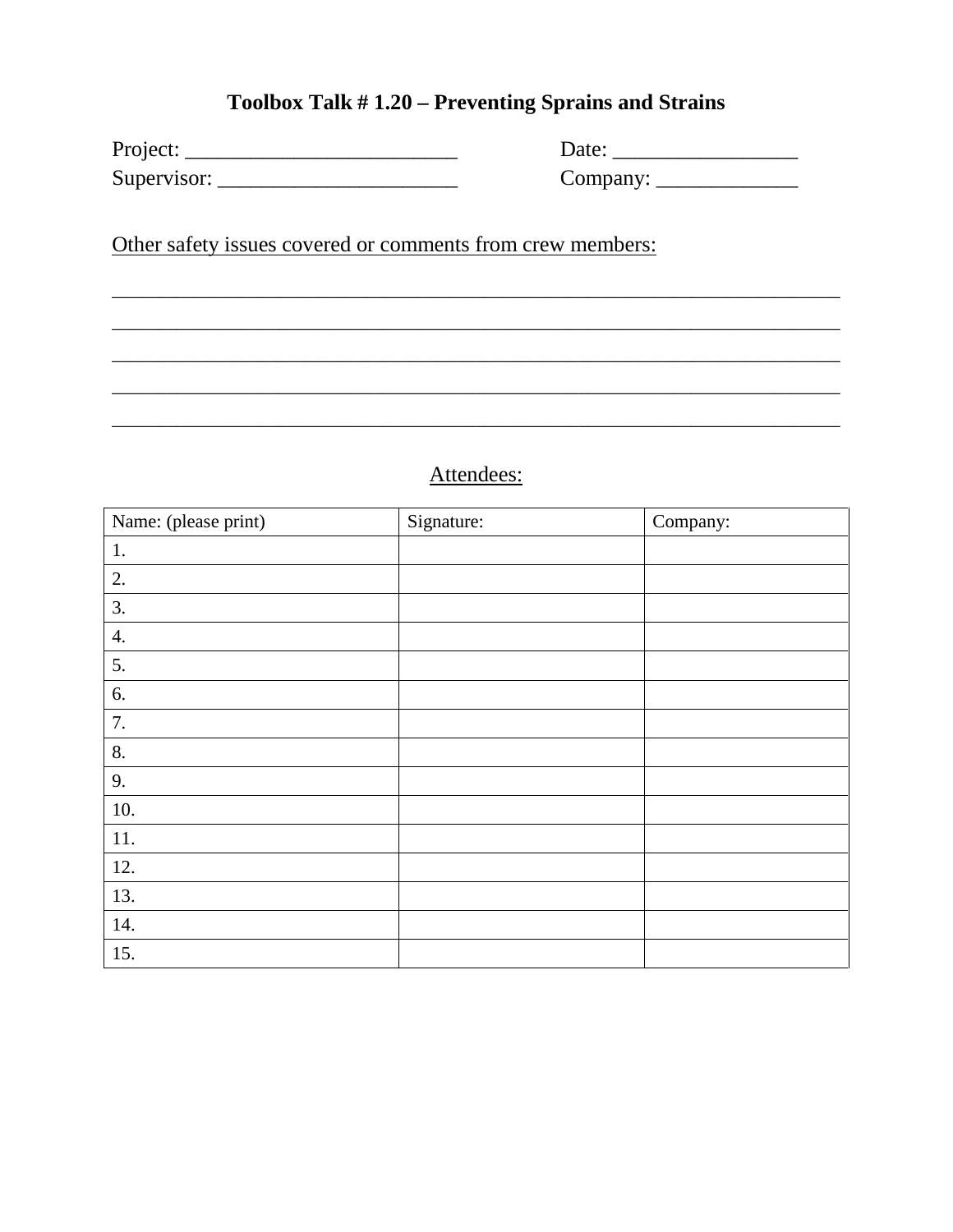## Toolbox Talk # 1.20 – Preventing Sprains and Strains

Project: _________________________ Date: _________________

Supervisor: ______________________ Company: _____________

Other safety issues covered or comments from crew members:

____________________________________________________________________

____________________________________________________________________

____________________________________________________________________

____________________________________________________________________

____________________________________________________________________

Attendees:

| Name: (please print) | Signature: | Company: |
|---|---|---|
| 1. | | |
| 2. | | |
| 3. | | |
| 4. | | |
| 5. | | |
| 6. | | |
| 7. | | |
| 8. | | |
| 9. | | |
| 10. | | |
| 11. | | |
| 12. | | |
| 13. | | |
| 14. | | |
| 15. | | |